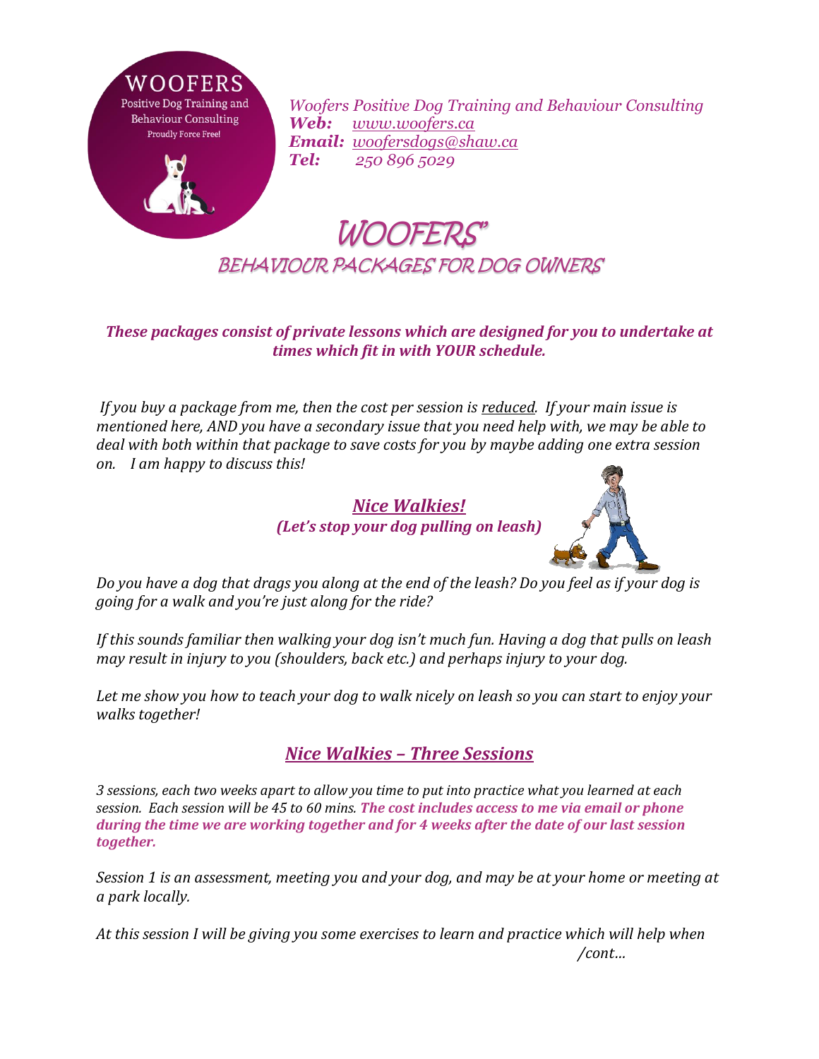WOOFERS
Positive Dog Training and Behaviour Consulting
Proudly Force Free!

*Woofers Positive Dog Training and Behaviour Consulting*
***Web:*** *www.woofers.ca*
***Email:*** *woofersdogs@shaw.ca*
***Tel:*** *250 896 5029*

# *WOOFERS'*
## *BEHAVIOUR PACKAGES FOR DOG OWNERS*

***These packages consist of private lessons which are designed for you to undertake at times which fit in with YOUR schedule.***

*If you buy a package from me, then the cost per session is reduced. If your main issue is mentioned here, AND you have a secondary issue that you need help with, we may be able to deal with both within that package to save costs for you by maybe adding one extra session on. I am happy to discuss this!*

### ***Nice Walkies!***
***(Let's stop your dog pulling on leash)***

*Do you have a dog that drags you along at the end of the leash? Do you feel as if your dog is going for a walk and you're just along for the ride?*

*If this sounds familiar then walking your dog isn't much fun. Having a dog that pulls on leash may result in injury to you (shoulders, back etc.) and perhaps injury to your dog.*

*Let me show you how to teach your dog to walk nicely on leash so you can start to enjoy your walks together!*

### ***Nice Walkies – Three Sessions***

*3 sessions, each two weeks apart to allow you time to put into practice what you learned at each session. Each session will be 45 to 60 mins.* ***The cost includes access to me via email or phone during the time we are working together and for 4 weeks after the date of our last session together.***

*Session 1 is an assessment, meeting you and your dog, and may be at your home or meeting at a park locally.*

*At this session I will be giving you some exercises to learn and practice which will help when*

*/cont…*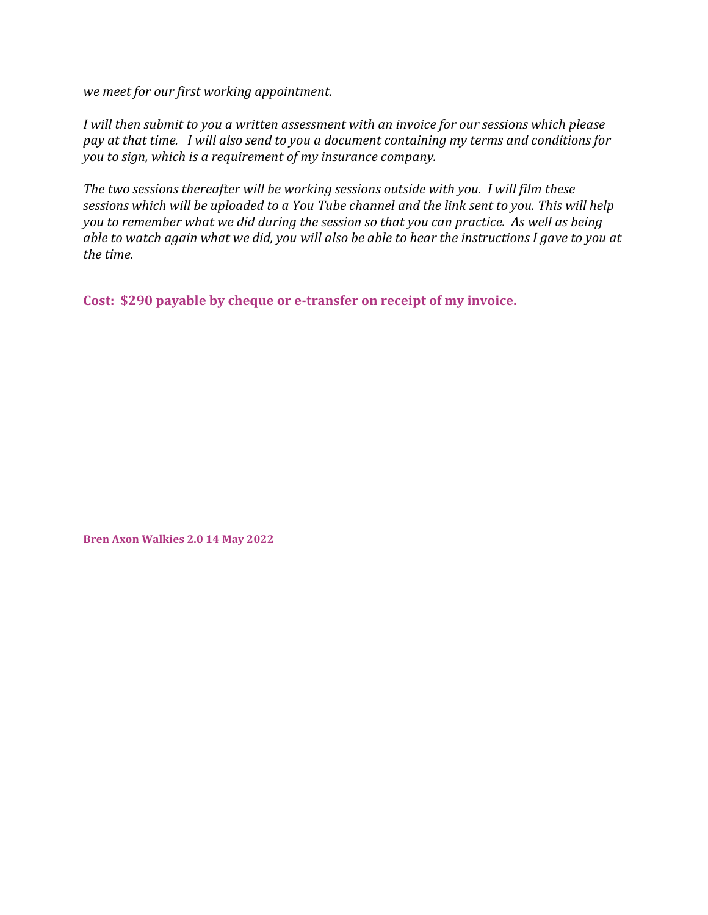*we meet for our first working appointment.*

*I will then submit to you a written assessment with an invoice for our sessions which please pay at that time. I will also send to you a document containing my terms and conditions for you to sign, which is a requirement of my insurance company.*

*The two sessions thereafter will be working sessions outside with you. I will film these sessions which will be uploaded to a You Tube channel and the link sent to you. This will help you to remember what we did during the session so that you can practice. As well as being able to watch again what we did, you will also be able to hear the instructions I gave to you at the time.*

**Cost: $290 payable by cheque or e-transfer on receipt of my invoice.**

**Bren Axon Walkies 2.0 14 May 2022**